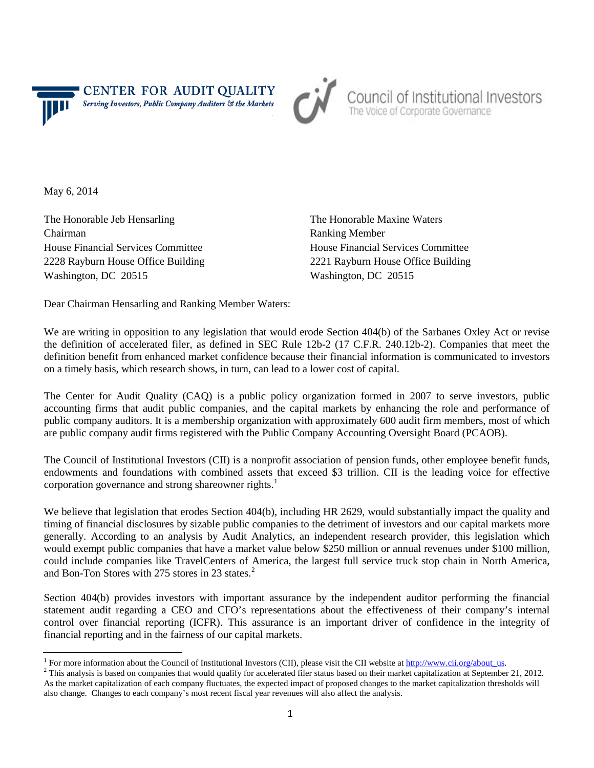CENTER FOR AUDIT QUALITY
*Serving Investors, Public Company Auditors & the Markets*

Council of Institutional Investors
The Voice of Corporate Governance

May 6, 2014

The Honorable Jeb Hensarling
Chairman
House Financial Services Committee
2228 Rayburn House Office Building
Washington, DC 20515

The Honorable Maxine Waters
Ranking Member
House Financial Services Committee
2221 Rayburn House Office Building
Washington, DC 20515

Dear Chairman Hensarling and Ranking Member Waters:

We are writing in opposition to any legislation that would erode Section 404(b) of the Sarbanes Oxley Act or revise the definition of accelerated filer, as defined in SEC Rule 12b-2 (17 C.F.R. 240.12b-2). Companies that meet the definition benefit from enhanced market confidence because their financial information is communicated to investors on a timely basis, which research shows, in turn, can lead to a lower cost of capital.

The Center for Audit Quality (CAQ) is a public policy organization formed in 2007 to serve investors, public accounting firms that audit public companies, and the capital markets by enhancing the role and performance of public company auditors. It is a membership organization with approximately 600 audit firm members, most of which are public company audit firms registered with the Public Company Accounting Oversight Board (PCAOB).

The Council of Institutional Investors (CII) is a nonprofit association of pension funds, other employee benefit funds, endowments and foundations with combined assets that exceed $3 trillion. CII is the leading voice for effective corporation governance and strong shareowner rights.[1]

We believe that legislation that erodes Section 404(b), including HR 2629, would substantially impact the quality and timing of financial disclosures by sizable public companies to the detriment of investors and our capital markets more generally. According to an analysis by Audit Analytics, an independent research provider, this legislation which would exempt public companies that have a market value below $250 million or annual revenues under $100 million, could include companies like TravelCenters of America, the largest full service truck stop chain in North America, and Bon-Ton Stores with 275 stores in 23 states.[2]

Section 404(b) provides investors with important assurance by the independent auditor performing the financial statement audit regarding a CEO and CFO's representations about the effectiveness of their company's internal control over financial reporting (ICFR). This assurance is an important driver of confidence in the integrity of financial reporting and in the fairness of our capital markets.

---

[1] For more information about the Council of Institutional Investors (CII), please visit the CII website at http://www.cii.org/about_us.

[2] This analysis is based on companies that would qualify for accelerated filer status based on their market capitalization at September 21, 2012. As the market capitalization of each company fluctuates, the expected impact of proposed changes to the market capitalization thresholds will also change. Changes to each company's most recent fiscal year revenues will also affect the analysis.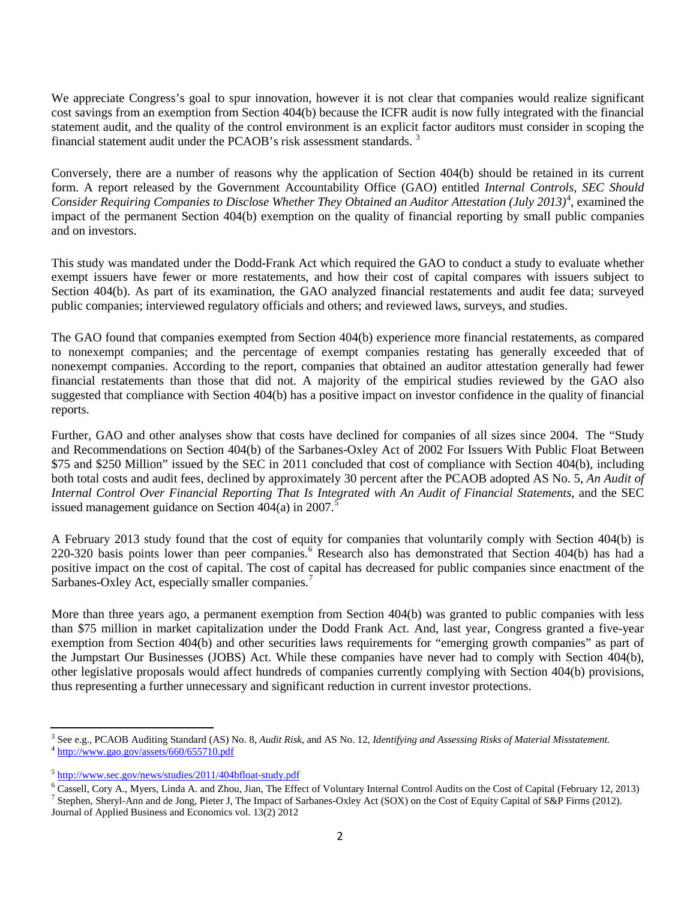We appreciate Congress's goal to spur innovation, however it is not clear that companies would realize significant cost savings from an exemption from Section 404(b) because the ICFR audit is now fully integrated with the financial statement audit, and the quality of the control environment is an explicit factor auditors must consider in scoping the financial statement audit under the PCAOB's risk assessment standards. [3]

Conversely, there are a number of reasons why the application of Section 404(b) should be retained in its current form. A report released by the Government Accountability Office (GAO) entitled *Internal Controls, SEC Should Consider Requiring Companies to Disclose Whether They Obtained an Auditor Attestation (July 2013)*[4], examined the impact of the permanent Section 404(b) exemption on the quality of financial reporting by small public companies and on investors.

This study was mandated under the Dodd-Frank Act which required the GAO to conduct a study to evaluate whether exempt issuers have fewer or more restatements, and how their cost of capital compares with issuers subject to Section 404(b). As part of its examination, the GAO analyzed financial restatements and audit fee data; surveyed public companies; interviewed regulatory officials and others; and reviewed laws, surveys, and studies.

The GAO found that companies exempted from Section 404(b) experience more financial restatements, as compared to nonexempt companies; and the percentage of exempt companies restating has generally exceeded that of nonexempt companies. According to the report, companies that obtained an auditor attestation generally had fewer financial restatements than those that did not. A majority of the empirical studies reviewed by the GAO also suggested that compliance with Section 404(b) has a positive impact on investor confidence in the quality of financial reports.

Further, GAO and other analyses show that costs have declined for companies of all sizes since 2004. The "Study and Recommendations on Section 404(b) of the Sarbanes-Oxley Act of 2002 For Issuers With Public Float Between $75 and $250 Million" issued by the SEC in 2011 concluded that cost of compliance with Section 404(b), including both total costs and audit fees, declined by approximately 30 percent after the PCAOB adopted AS No. 5, *An Audit of Internal Control Over Financial Reporting That Is Integrated with An Audit of Financial Statements*, and the SEC issued management guidance on Section 404(a) in 2007.[5]

A February 2013 study found that the cost of equity for companies that voluntarily comply with Section 404(b) is 220-320 basis points lower than peer companies.[6] Research also has demonstrated that Section 404(b) has had a positive impact on the cost of capital. The cost of capital has decreased for public companies since enactment of the Sarbanes-Oxley Act, especially smaller companies.[7]

More than three years ago, a permanent exemption from Section 404(b) was granted to public companies with less than $75 million in market capitalization under the Dodd Frank Act. And, last year, Congress granted a five-year exemption from Section 404(b) and other securities laws requirements for "emerging growth companies" as part of the Jumpstart Our Businesses (JOBS) Act. While these companies have never had to comply with Section 404(b), other legislative proposals would affect hundreds of companies currently complying with Section 404(b) provisions, thus representing a further unnecessary and significant reduction in current investor protections.

---

[3] See e.g., PCAOB Auditing Standard (AS) No. 8, *Audit Risk*, and AS No. 12, *Identifying and Assessing Risks of Material Misstatement.*

[4] http://www.gao.gov/assets/660/655710.pdf

[5] http://www.sec.gov/news/studies/2011/404bfloat-study.pdf

[6] Cassell, Cory A., Myers, Linda A. and Zhou, Jian, The Effect of Voluntary Internal Control Audits on the Cost of Capital (February 12, 2013)

[7] Stephen, Sheryl-Ann and de Jong, Pieter J, The Impact of Sarbanes-Oxley Act (SOX) on the Cost of Equity Capital of S&P Firms (2012). Journal of Applied Business and Economics vol. 13(2) 2012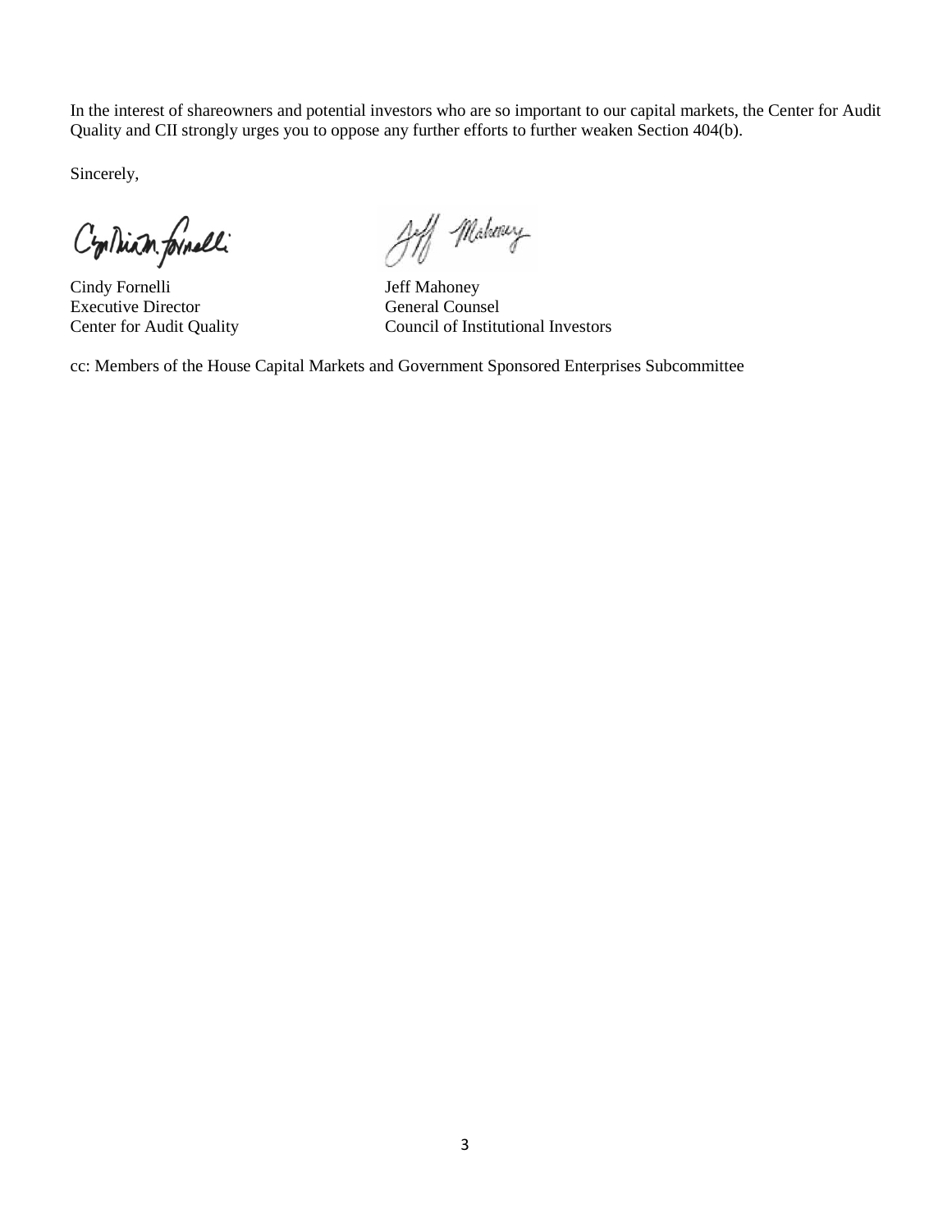In the interest of shareowners and potential investors who are so important to our capital markets, the Center for Audit Quality and CII strongly urges you to oppose any further efforts to further weaken Section 404(b).

Sincerely,

| | |
|---|---|
| Cindy Fornelli | Jeff Mahoney |
| Executive Director | General Counsel |
| Center for Audit Quality | Council of Institutional Investors |

cc: Members of the House Capital Markets and Government Sponsored Enterprises Subcommittee